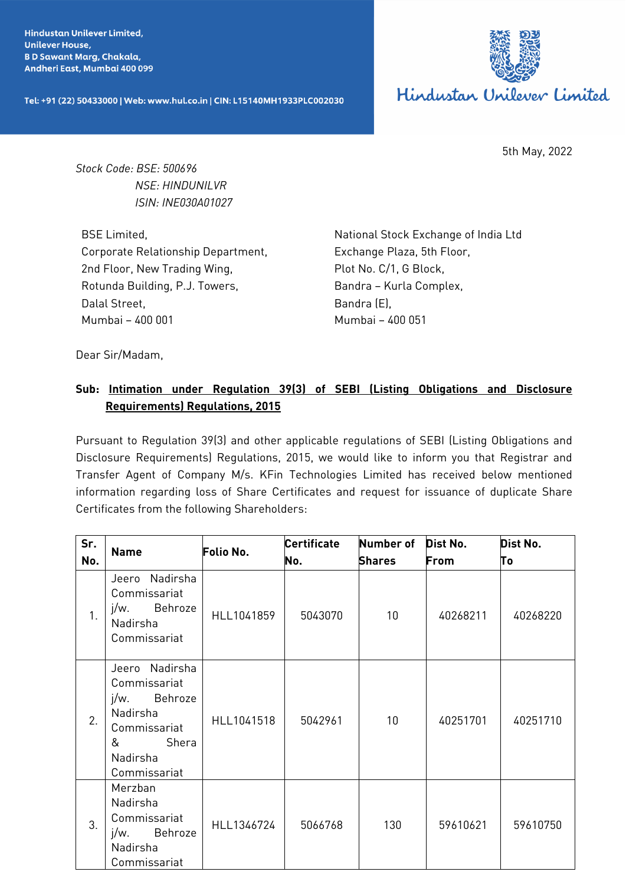Hindustan Unilever Limited,
Unilever House,
B D Sawant Marg, Chakala,
Andheri East, Mumbai 400 099

Tel: +91 (22) 50433000 | Web: www.hul.co.in | CIN: L15140MH1933PLC002030

Hindustan Unilever Limited

5th May, 2022

*Stock Code: BSE: 500696*
*NSE: HINDUNILVR*
*ISIN: INE030A01027*

BSE Limited,
Corporate Relationship Department,
2nd Floor, New Trading Wing,
Rotunda Building, P.J. Towers,
Dalal Street,
Mumbai – 400 001

National Stock Exchange of India Ltd
Exchange Plaza, 5th Floor,
Plot No. C/1, G Block,
Bandra – Kurla Complex,
Bandra (E),
Mumbai – 400 051

Dear Sir/Madam,

**Sub: Intimation under Regulation 39(3) of SEBI (Listing Obligations and Disclosure Requirements) Regulations, 2015**

Pursuant to Regulation 39(3) and other applicable regulations of SEBI (Listing Obligations and Disclosure Requirements) Regulations, 2015, we would like to inform you that Registrar and Transfer Agent of Company M/s. KFin Technologies Limited has received below mentioned information regarding loss of Share Certificates and request for issuance of duplicate Share Certificates from the following Shareholders:

| Sr. No. | Name | Folio No. | Certificate No. | Number of Shares | Dist No. From | Dist No. To |
|---|---|---|---|---|---|---|
| 1. | Jeero Nadirsha Commissariat j/w. Behroze Nadirsha Commissariat | HLL1041859 | 5043070 | 10 | 40268211 | 40268220 |
| 2. | Jeero Nadirsha Commissariat j/w. Behroze Nadirsha Commissariat & Shera Nadirsha Commissariat | HLL1041518 | 5042961 | 10 | 40251701 | 40251710 |
| 3. | Merzban Nadirsha Commissariat j/w. Behroze Nadirsha Commissariat | HLL1346724 | 5066768 | 130 | 59610621 | 59610750 |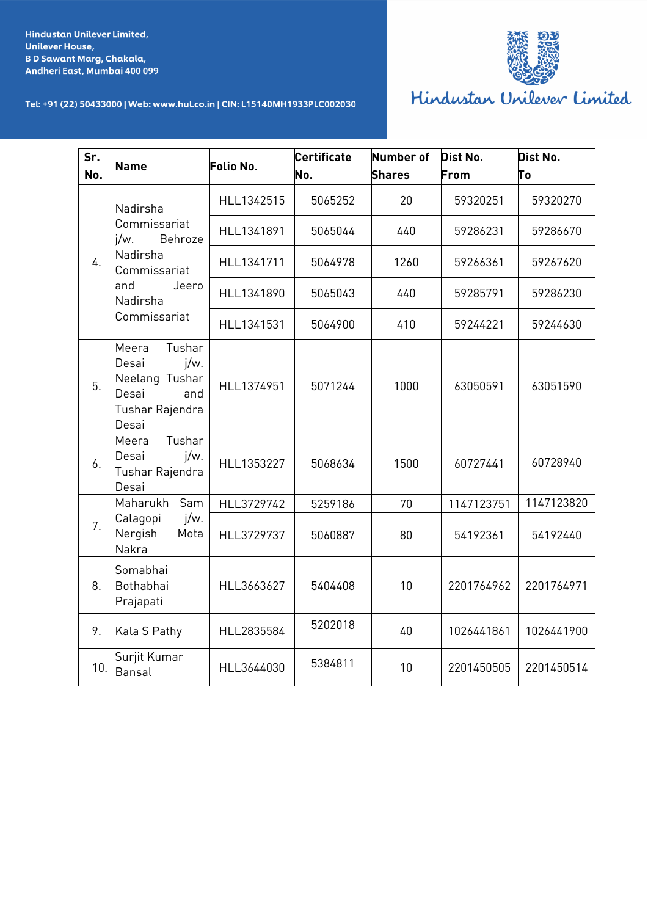| Sr. No. | Name | Folio No. | Certificate No. | Number of Shares | Dist No. From | Dist No. To |
|---|---|---|---|---|---|---|
| 4. | Nadirsha Commissariat j/w. Behroze Nadirsha Commissariat and Jeero Nadirsha Commissariat | HLL1342515 | 5065252 | 20 | 59320251 | 59320270 |
| | | HLL1341891 | 5065044 | 440 | 59286231 | 59286670 |
| | | HLL1341711 | 5064978 | 1260 | 59266361 | 59267620 |
| | | HLL1341890 | 5065043 | 440 | 59285791 | 59286230 |
| | | HLL1341531 | 5064900 | 410 | 59244221 | 59244630 |
| 5. | Meera Tushar Desai j/w. Neelang Tushar Desai and Tushar Rajendra Desai | HLL1374951 | 5071244 | 1000 | 63050591 | 63051590 |
| 6. | Meera Tushar Desai j/w. Tushar Rajendra Desai | HLL1353227 | 5068634 | 1500 | 60727441 | 60728940 |
| 7. | Maharukh Sam Calagopi j/w. Nergish Mota Nakra | HLL3729742 | 5259186 | 70 | 1147123751 | 1147123820 |
| | | HLL3729737 | 5060887 | 80 | 54192361 | 54192440 |
| 8. | Somabhai Bothabhai Prajapati | HLL3663627 | 5404408 | 10 | 2201764962 | 2201764971 |
| 9. | Kala S Pathy | HLL2835584 | 5202018 | 40 | 1026441861 | 1026441900 |
| 10. | Surjit Kumar Bansal | HLL3644030 | 5384811 | 10 | 2201450505 | 2201450514 |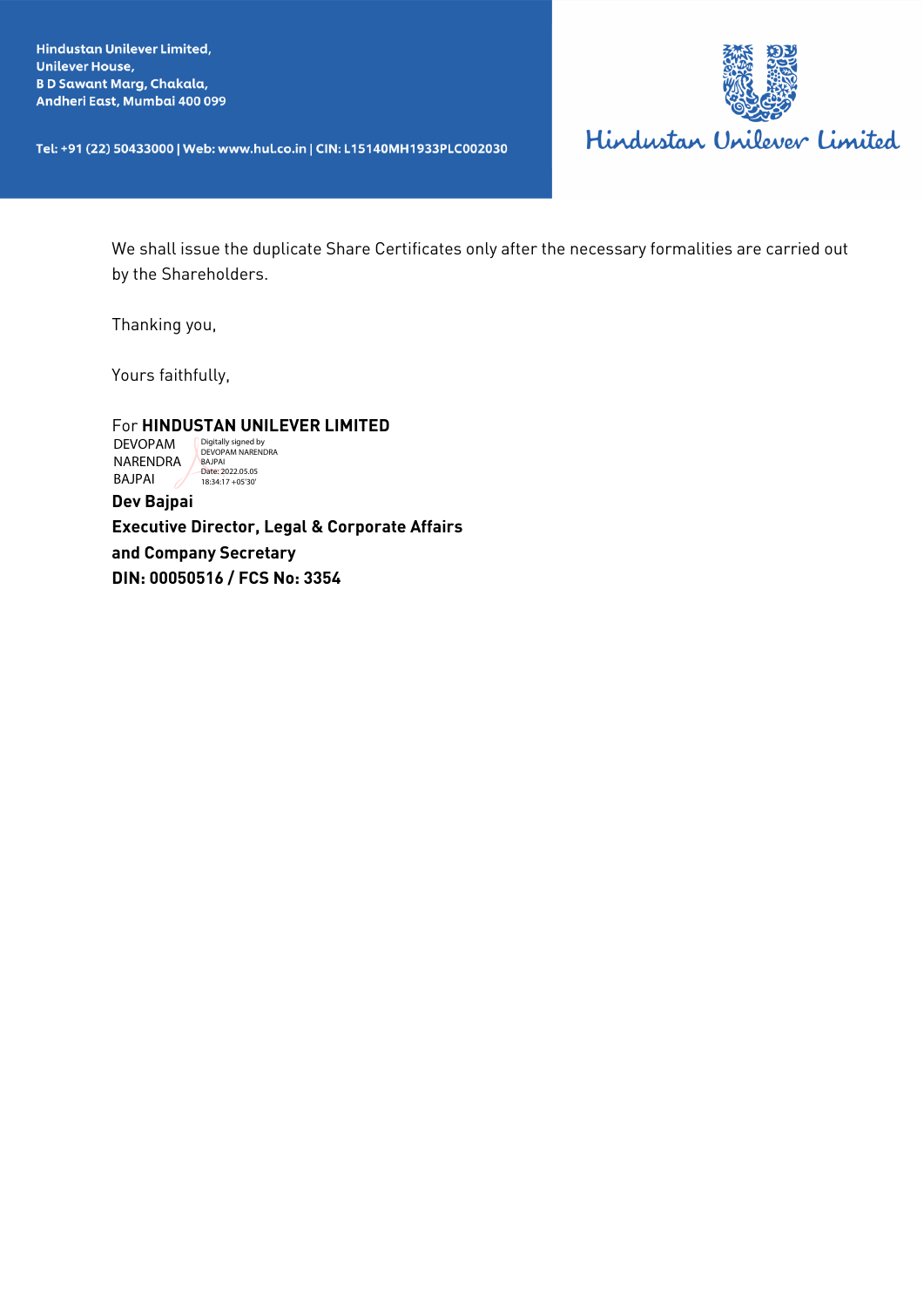We shall issue the duplicate Share Certificates only after the necessary formalities are carried out by the Shareholders.

Thanking you,

Yours faithfully,

For **HINDUSTAN UNILEVER LIMITED**

DEVOPAM NARENDRA BAJPAI

Digitally signed by DEVOPAM NARENDRA BAJPAI
Date: 2022.05.05 18:34:17 +05'30'

**Dev Bajpai**
**Executive Director, Legal & Corporate Affairs and Company Secretary**
**DIN: 00050516 / FCS No: 3354**